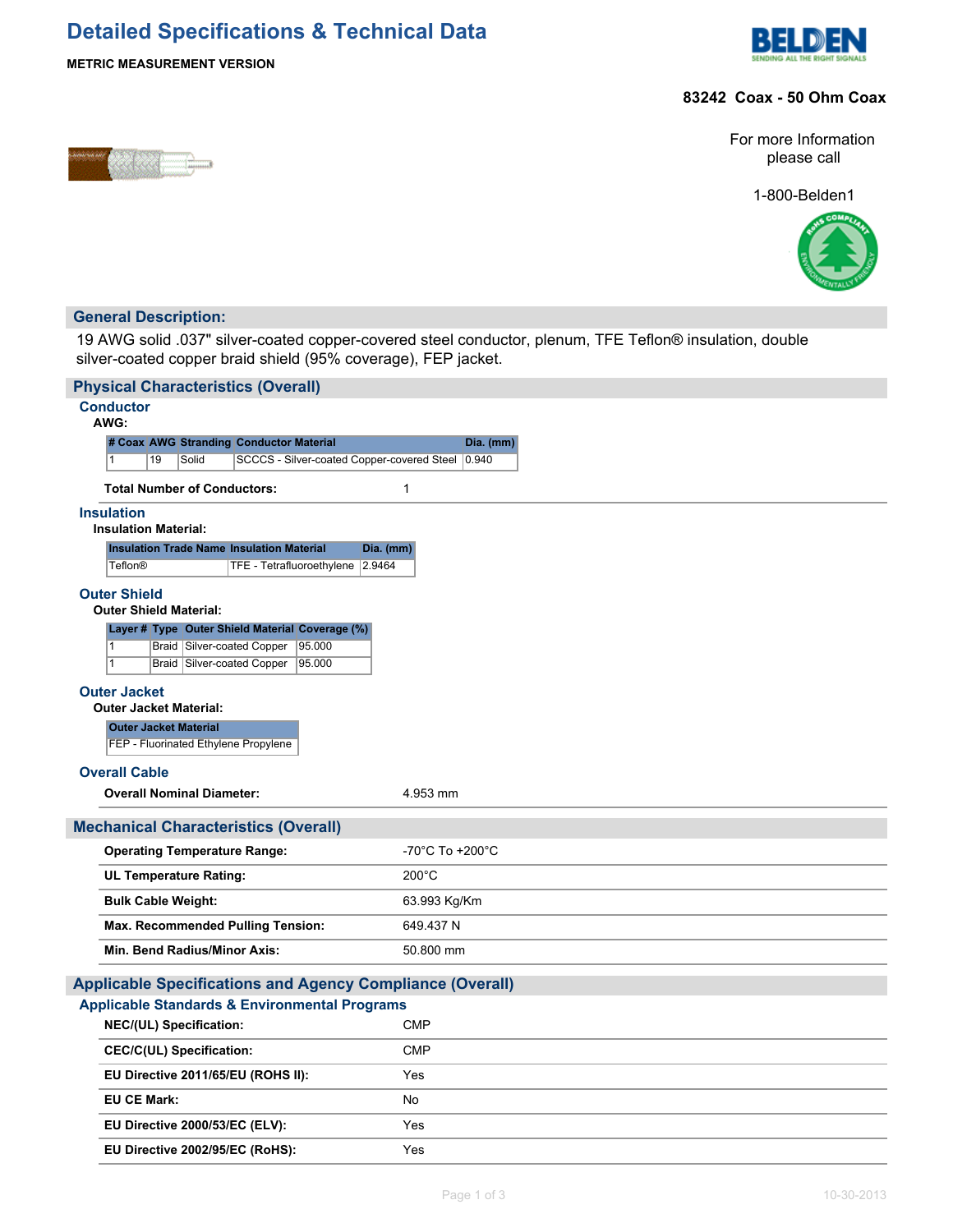# Detailed Specifications & Technical Data

**METRIC MEASUREMENT VERSION**

**83242 Coax - 50 Ohm Coax**

For more Information please call

1-800-Belden1

## General Description:

19 AWG solid .037" silver-coated copper-covered steel conductor, plenum, TFE Teflon® insulation, double silver-coated copper braid shield (95% coverage), FEP jacket.

## Physical Characteristics (Overall)

### Conductor

**AWG:**

| # Coax | AWG | Stranding | Conductor Material | Dia. (mm) |
|---|---|---|---|---|
| 1 | 19 | Solid | SCCCS - Silver-coated Copper-covered Steel | 0.940 |

**Total Number of Conductors:** 1

### Insulation

**Insulation Material:**

| Insulation Trade Name | Insulation Material | Dia. (mm) |
|---|---|---|
| Teflon® | TFE - Tetrafluoroethylene | 2.9464 |

### Outer Shield

**Outer Shield Material:**

| Layer # | Type | Outer Shield Material | Coverage (%) |
|---|---|---|---|
| 1 | Braid | Silver-coated Copper | 95.000 |
| 1 | Braid | Silver-coated Copper | 95.000 |

### Outer Jacket

**Outer Jacket Material:**

| Outer Jacket Material |
|---|
| FEP - Fluorinated Ethylene Propylene |

### Overall Cable

| | |
|---|---|
| **Overall Nominal Diameter:** | 4.953 mm |

## Mechanical Characteristics (Overall)

| | |
|---|---|
| **Operating Temperature Range:** | -70°C To +200°C |
| **UL Temperature Rating:** | 200°C |
| **Bulk Cable Weight:** | 63.993 Kg/Km |
| **Max. Recommended Pulling Tension:** | 649.437 N |
| **Min. Bend Radius/Minor Axis:** | 50.800 mm |

## Applicable Specifications and Agency Compliance (Overall)

### Applicable Standards & Environmental Programs

| | |
|---|---|
| **NEC/(UL) Specification:** | CMP |
| **CEC/C(UL) Specification:** | CMP |
| **EU Directive 2011/65/EU (ROHS II):** | Yes |
| **EU CE Mark:** | No |
| **EU Directive 2000/53/EC (ELV):** | Yes |
| **EU Directive 2002/95/EC (RoHS):** | Yes |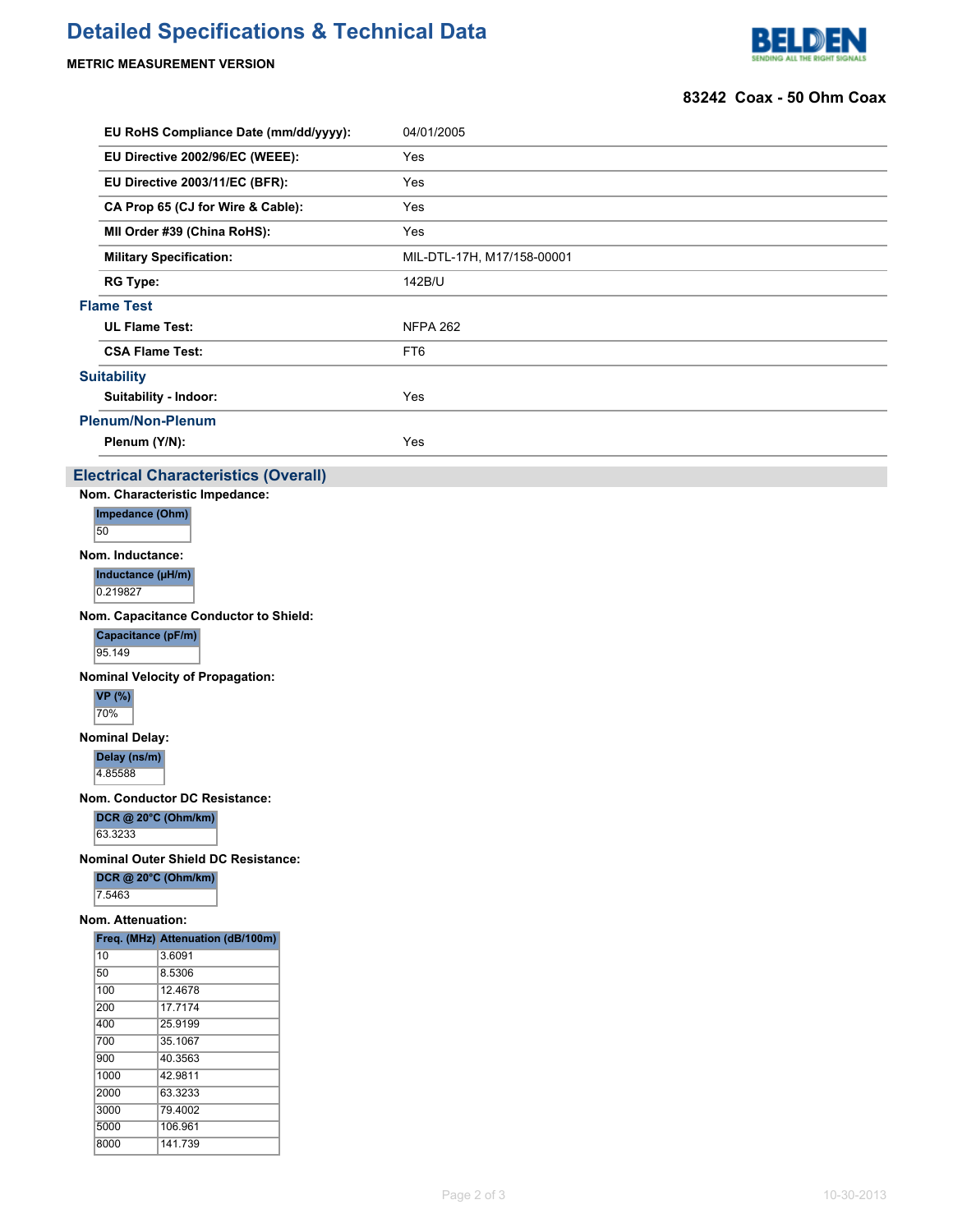# Detailed Specifications & Technical Data

**METRIC MEASUREMENT VERSION**

**83242 Coax - 50 Ohm Coax**

| | |
|---|---|
| **EU RoHS Compliance Date (mm/dd/yyyy):** | 04/01/2005 |
| **EU Directive 2002/96/EC (WEEE):** | Yes |
| **EU Directive 2003/11/EC (BFR):** | Yes |
| **CA Prop 65 (CJ for Wire & Cable):** | Yes |
| **MII Order #39 (China RoHS):** | Yes |
| **Military Specification:** | MIL-DTL-17H, M17/158-00001 |
| **RG Type:** | 142B/U |

### Flame Test

| | |
|---|---|
| **UL Flame Test:** | NFPA 262 |
| **CSA Flame Test:** | FT6 |

### Suitability

| | |
|---|---|
| **Suitability - Indoor:** | Yes |

### Plenum/Non-Plenum

| | |
|---|---|
| **Plenum (Y/N):** | Yes |

## Electrical Characteristics (Overall)

**Nom. Characteristic Impedance:**

| Impedance (Ohm) |
|---|
| 50 |

**Nom. Inductance:**

| Inductance (µH/m) |
|---|
| 0.219827 |

**Nom. Capacitance Conductor to Shield:**

| Capacitance (pF/m) |
|---|
| 95.149 |

**Nominal Velocity of Propagation:**

| VP (%) |
|---|
| 70% |

**Nominal Delay:**

| Delay (ns/m) |
|---|
| 4.85588 |

**Nom. Conductor DC Resistance:**

| DCR @ 20°C (Ohm/km) |
|---|
| 63.3233 |

**Nominal Outer Shield DC Resistance:**

| DCR @ 20°C (Ohm/km) |
|---|
| 7.5463 |

**Nom. Attenuation:**

| Freq. (MHz) | Attenuation (dB/100m) |
|---|---|
| 10 | 3.6091 |
| 50 | 8.5306 |
| 100 | 12.4678 |
| 200 | 17.7174 |
| 400 | 25.9199 |
| 700 | 35.1067 |
| 900 | 40.3563 |
| 1000 | 42.9811 |
| 2000 | 63.3233 |
| 3000 | 79.4002 |
| 5000 | 106.961 |
| 8000 | 141.739 |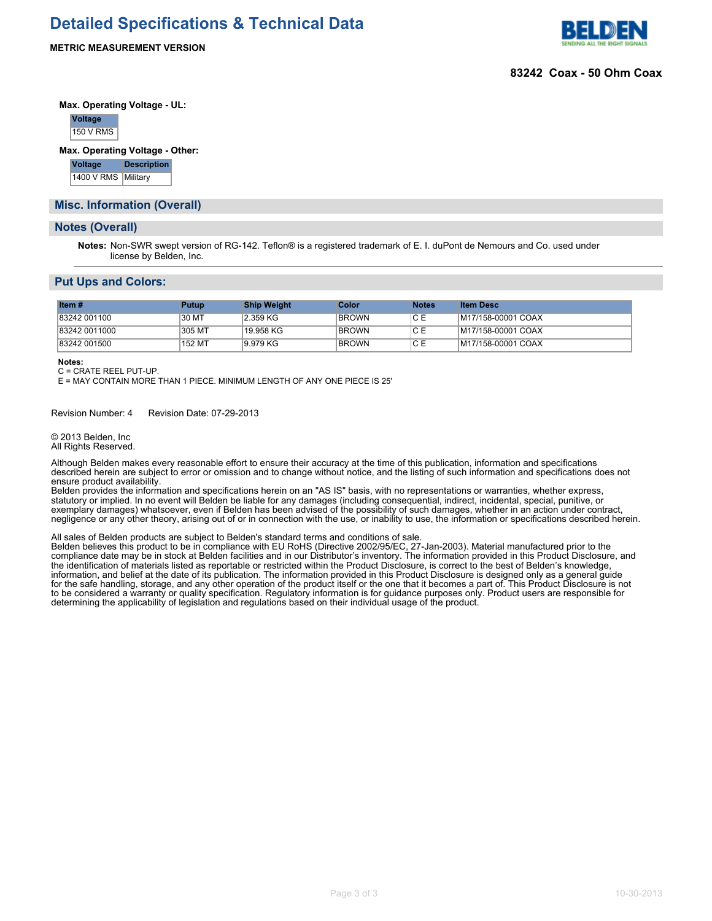# Detailed Specifications & Technical Data

**METRIC MEASUREMENT VERSION**

**83242 Coax - 50 Ohm Coax**

**Max. Operating Voltage - UL:**

| Voltage |
|---|
| 150 V RMS |

**Max. Operating Voltage - Other:**

| Voltage | Description |
|---|---|
| 1400 V RMS | Military |

## Misc. Information (Overall)

## Notes (Overall)

**Notes:** Non-SWR swept version of RG-142. Teflon® is a registered trademark of E. I. duPont de Nemours and Co. used under license by Belden, Inc.

## Put Ups and Colors:

| Item # | Putup | Ship Weight | Color | Notes | Item Desc |
|---|---|---|---|---|---|
| 83242 001100 | 30 MT | 2.359 KG | BROWN | C E | M17/158-00001 COAX |
| 83242 0011000 | 305 MT | 19.958 KG | BROWN | C E | M17/158-00001 COAX |
| 83242 001500 | 152 MT | 9.979 KG | BROWN | C E | M17/158-00001 COAX |

**Notes:**
C = CRATE REEL PUT-UP.
E = MAY CONTAIN MORE THAN 1 PIECE. MINIMUM LENGTH OF ANY ONE PIECE IS 25'

Revision Number: 4 Revision Date: 07-29-2013

© 2013 Belden, Inc
All Rights Reserved.

Although Belden makes every reasonable effort to ensure their accuracy at the time of this publication, information and specifications described herein are subject to error or omission and to change without notice, and the listing of such information and specifications does not ensure product availability.
Belden provides the information and specifications herein on an "AS IS" basis, with no representations or warranties, whether express, statutory or implied. In no event will Belden be liable for any damages (including consequential, indirect, incidental, special, punitive, or exemplary damages) whatsoever, even if Belden has been advised of the possibility of such damages, whether in an action under contract, negligence or any other theory, arising out of or in connection with the use, or inability to use, the information or specifications described herein.

All sales of Belden products are subject to Belden's standard terms and conditions of sale.
Belden believes this product to be in compliance with EU RoHS (Directive 2002/95/EC, 27-Jan-2003). Material manufactured prior to the compliance date may be in stock at Belden facilities and in our Distributor's inventory. The information provided in this Product Disclosure, and the identification of materials listed as reportable or restricted within the Product Disclosure, is correct to the best of Belden's knowledge, information, and belief at the date of its publication. The information provided in this Product Disclosure is designed only as a general guide for the safe handling, storage, and any other operation of the product itself or the one that it becomes a part of. This Product Disclosure is not to be considered a warranty or quality specification. Regulatory information is for guidance purposes only. Product users are responsible for determining the applicability of legislation and regulations based on their individual usage of the product.